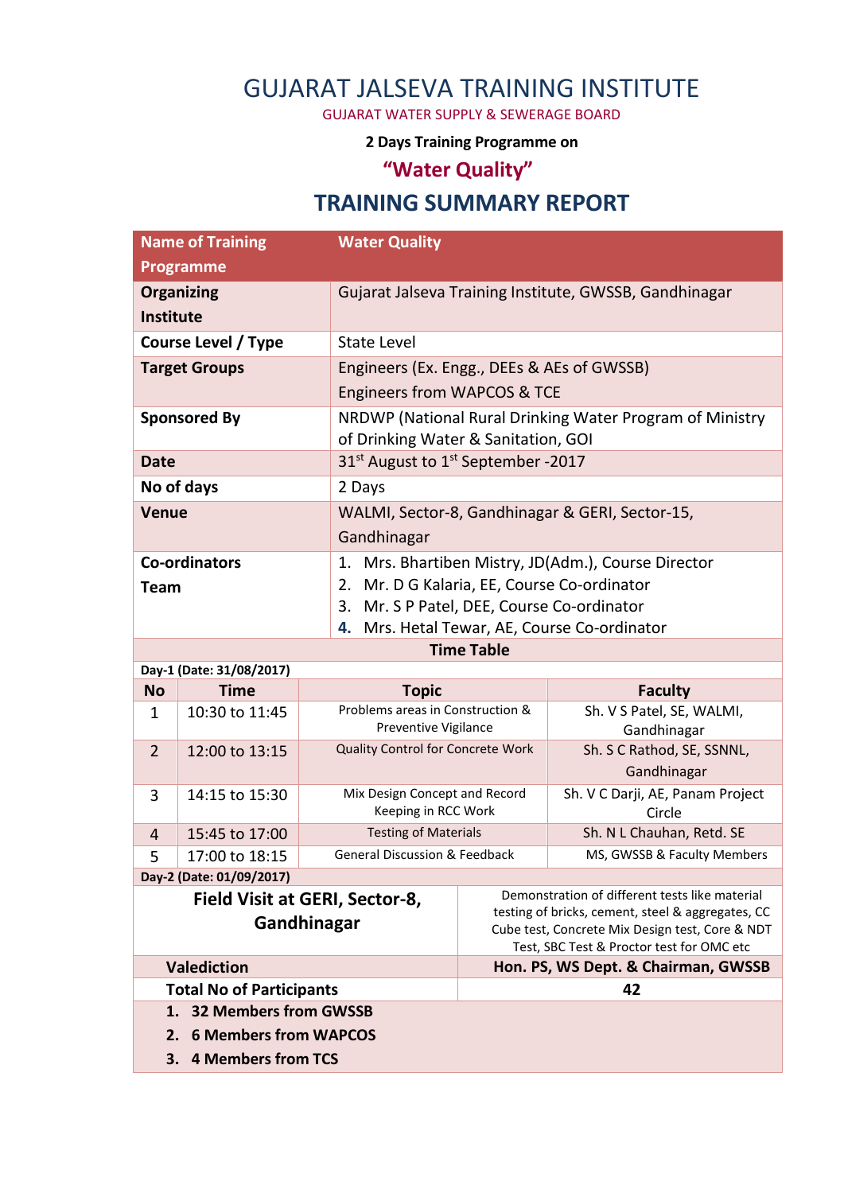# GUJARAT JALSEVA TRAINING INSTITUTE

GUJARAT WATER SUPPLY & SEWERAGE BOARD

**2 Days Training Programme on**

## "Water Quality"

## TRAINING SUMMARY REPORT

| Name of Training Programme | Water Quality |
|---|---|
| **Organizing Institute** | Gujarat Jalseva Training Institute, GWSSB, Gandhinagar |
| **Course Level / Type** | State Level |
| **Target Groups** | Engineers (Ex. Engg., DEEs & AEs of GWSSB)<br>Engineers from WAPCOS & TCE |
| **Sponsored By** | NRDWP (National Rural Drinking Water Program of Ministry of Drinking Water & Sanitation, GOI |
| **Date** | 31st August to 1st September -2017 |
| **No of days** | 2 Days |
| **Venue** | WALMI, Sector-8, Gandhinagar & GERI, Sector-15, Gandhinagar |
| **Co-ordinators Team** | 1. Mrs. Bhartiben Mistry, JD(Adm.), Course Director<br>2. Mr. D G Kalaria, EE, Course Co-ordinator<br>3. Mr. S P Patel, DEE, Course Co-ordinator<br>4. Mrs. Hetal Tewar, AE, Course Co-ordinator |

**Time Table**

**Day-1 (Date: 31/08/2017)**

| No | Time | Topic | Faculty |
|---|---|---|---|
| 1 | 10:30 to 11:45 | Problems areas in Construction & Preventive Vigilance | Sh. V S Patel, SE, WALMI, Gandhinagar |
| 2 | 12:00 to 13:15 | Quality Control for Concrete Work | Sh. S C Rathod, SE, SSNNL, Gandhinagar |
| 3 | 14:15 to 15:30 | Mix Design Concept and Record Keeping in RCC Work | Sh. V C Darji, AE, Panam Project Circle |
| 4 | 15:45 to 17:00 | Testing of Materials | Sh. N L Chauhan, Retd. SE |
| 5 | 17:00 to 18:15 | General Discussion & Feedback | MS, GWSSB & Faculty Members |

**Day-2 (Date: 01/09/2017)**

| | |
|---|---|
| **Field Visit at GERI, Sector-8, Gandhinagar** | Demonstration of different tests like material testing of bricks, cement, steel & aggregates, CC Cube test, Concrete Mix Design test, Core & NDT Test, SBC Test & Proctor test for OMC etc |
| **Valediction** | **Hon. PS, WS Dept. & Chairman, GWSSB** |
| **Total No of Participants** | **42** |

1. **32 Members from GWSSB**
2. **6 Members from WAPCOS**
3. **4 Members from TCS**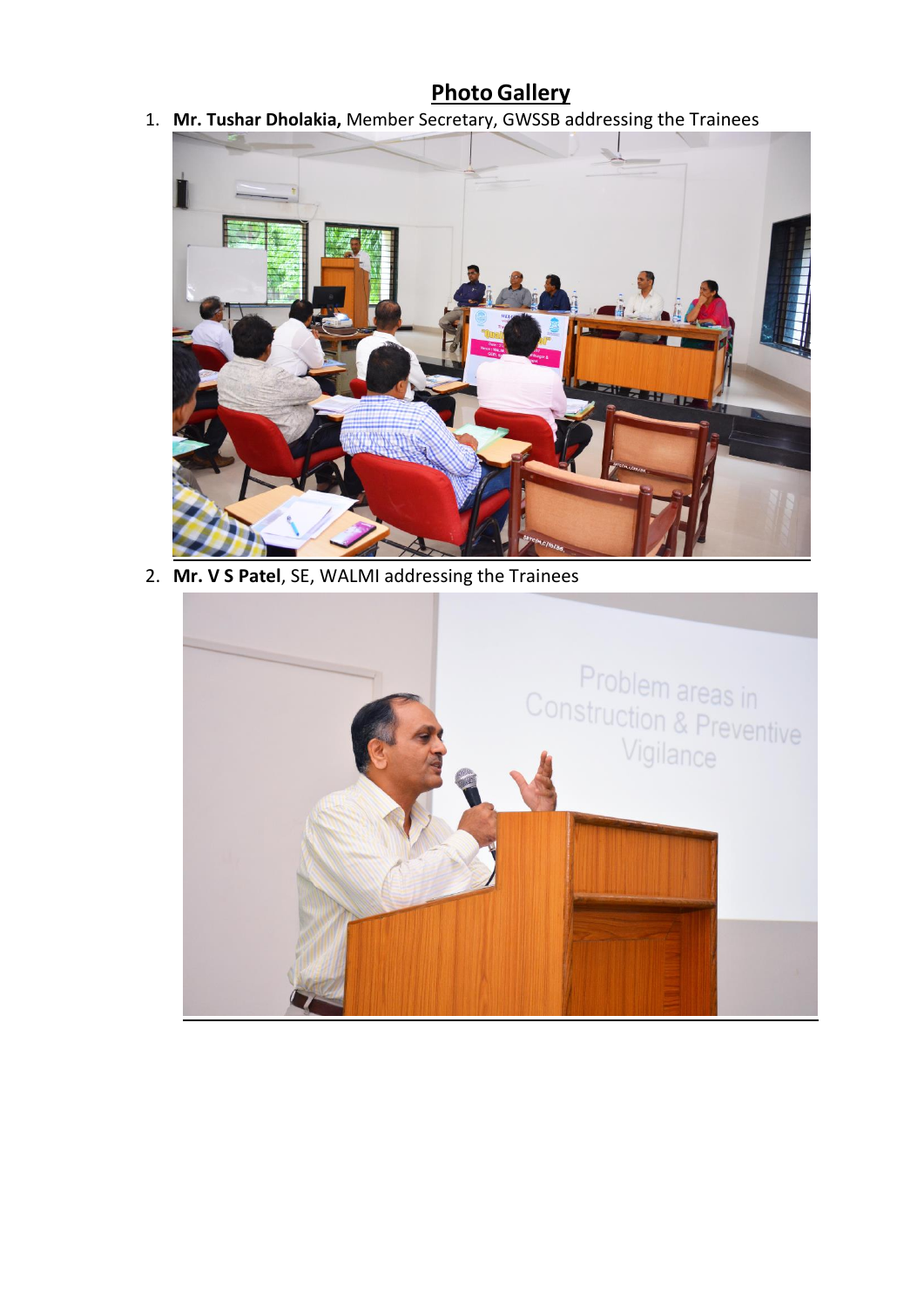## Photo Gallery

1. **Mr. Tushar Dholakia,** Member Secretary, GWSSB addressing the Trainees

2. **Mr. V S Patel**, SE, WALMI addressing the Trainees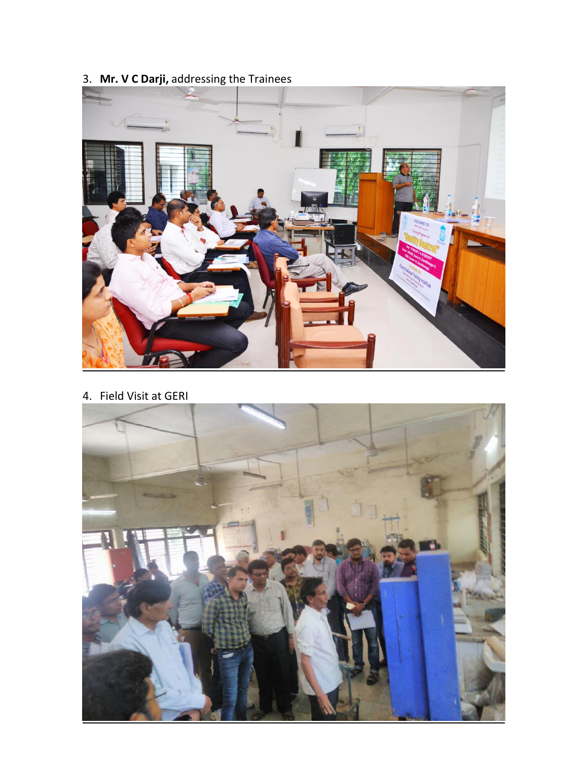3. **Mr. V C Darji,** addressing the Trainees

4. Field Visit at GERI